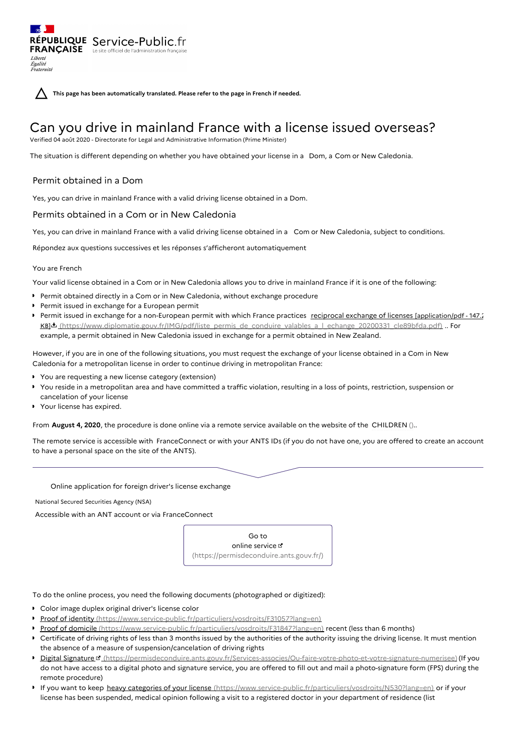RÉPUBLIQUE FRANÇAISE
*Liberté Égalité Fraternité*

Service-Public.fr
Le site officiel de l'administration française

**This page has been automatically translated. Please refer to the page in French if needed.**

# Can you drive in mainland France with a license issued overseas?

Verified 04 août 2020 - Directorate for Legal and Administrative Information (Prime Minister)

The situation is different depending on whether you have obtained your license in a Dom, a Com or New Caledonia.

## Permit obtained in a Dom

Yes, you can drive in mainland France with a valid driving license obtained in a Dom.

## Permits obtained in a Com or in New Caledonia

Yes, you can drive in mainland France with a valid driving license obtained in a Com or New Caledonia, subject to conditions.

Répondez aux questions successives et les réponses s'afficheront automatiquement

You are French

Your valid license obtained in a Com or in New Caledonia allows you to drive in mainland France if it is one of the following:

- Permit obtained directly in a Com or in New Caledonia, without exchange procedure
- Permit issued in exchange for a European permit
- Permit issued in exchange for a non-European permit with which France practices reciprocal exchange of licenses [application/pdf - 147.2 KB] (https://www.diplomatie.gouv.fr/IMG/pdf/liste_permis_de_conduire_valables_a_l_echange_20200331_cle89bfda.pdf) .. For example, a permit obtained in New Caledonia issued in exchange for a permit obtained in New Zealand.

However, if you are in one of the following situations, you must request the exchange of your license obtained in a Com in New Caledonia for a metropolitan license in order to continue driving in metropolitan France:

- You are requesting a new license category (extension)
- You reside in a metropolitan area and have committed a traffic violation, resulting in a loss of points, restriction, suspension or cancelation of your license
- Your license has expired.

From **August 4, 2020**, the procedure is done online via a remote service available on the website of the CHILDREN ()..

The remote service is accessible with FranceConnect or with your ANTS IDs (if you do not have one, you are offered to create an account to have a personal space on the site of the ANTS).

Online application for foreign driver's license exchange

National Secured Securities Agency (NSA)

Accessible with an ANT account or via FranceConnect

Go to online service (https://permisdeconduire.ants.gouv.fr/)

To do the online process, you need the following documents (photographed or digitized):

- Color image duplex original driver's license color
- Proof of identity (https://www.service-public.fr/particuliers/vosdroits/F31057?lang=en)
- Proof of domicile (https://www.service-public.fr/particuliers/vosdroits/F31847?lang=en) recent (less than 6 months)
- Certificate of driving rights of less than 3 months issued by the authorities of the authority issuing the driving license. It must mention the absence of a measure of suspension/cancelation of driving rights
- Digital Signature (https://permisdeconduire.ants.gouv.fr/Services-associes/Ou-faire-votre-photo-et-votre-signature-numerisee) (If you do not have access to a digital photo and signature service, you are offered to fill out and mail a photo-signature form (FPS) during the remote procedure)
- If you want to keep heavy categories of your license (https://www.service-public.fr/particuliers/vosdroits/N530?lang=en) or if your license has been suspended, medical opinion following a visit to a registered doctor in your department of residence (list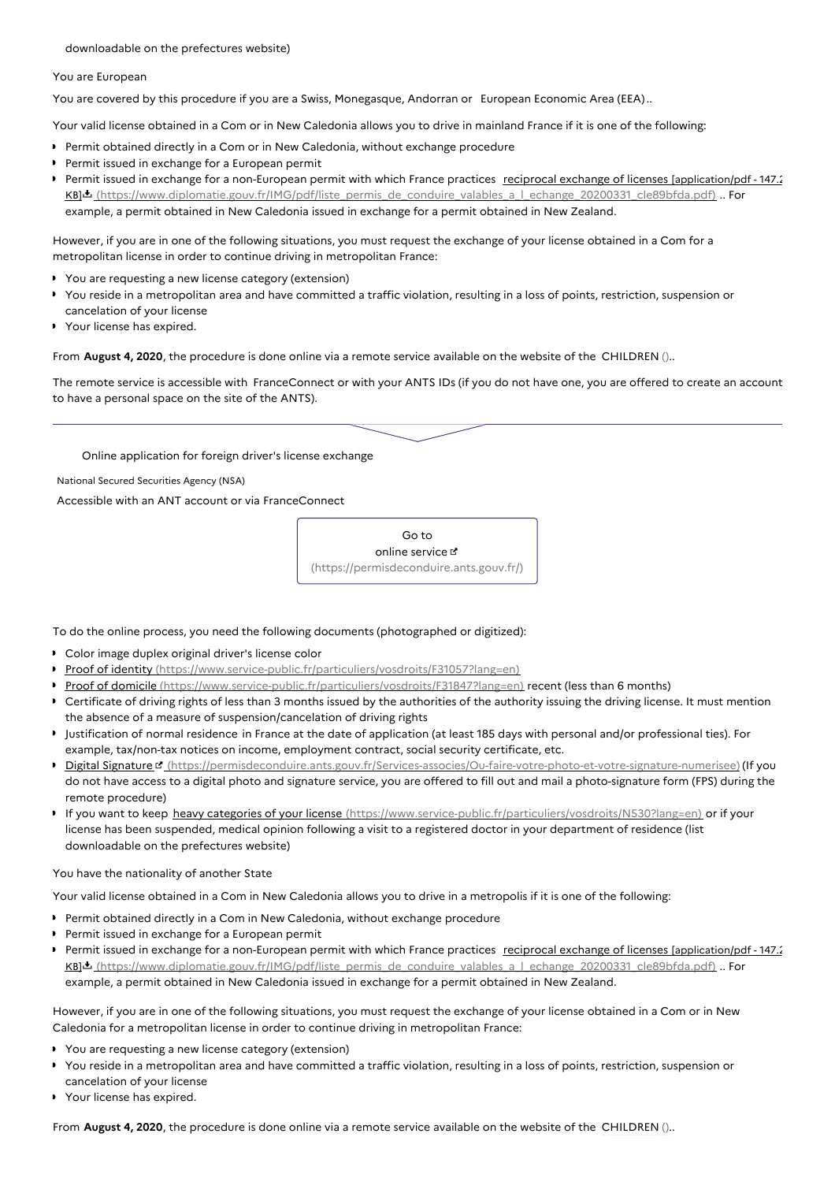downloadable on the prefectures website)

You are European

You are covered by this procedure if you are a Swiss, Monegasque, Andorran or European Economic Area (EEA)..

Your valid license obtained in a Com or in New Caledonia allows you to drive in mainland France if it is one of the following:

- Permit obtained directly in a Com or in New Caledonia, without exchange procedure
- Permit issued in exchange for a European permit
- Permit issued in exchange for a non-European permit with which France practices reciprocal exchange of licenses [application/pdf - 147.2 KB] (https://www.diplomatie.gouv.fr/IMG/pdf/liste_permis_de_conduire_valables_a_l_echange_20200331_cle89bfda.pdf) .. For example, a permit obtained in New Caledonia issued in exchange for a permit obtained in New Zealand.

However, if you are in one of the following situations, you must request the exchange of your license obtained in a Com for a metropolitan license in order to continue driving in metropolitan France:

- You are requesting a new license category (extension)
- You reside in a metropolitan area and have committed a traffic violation, resulting in a loss of points, restriction, suspension or cancelation of your license
- Your license has expired.

From **August 4, 2020**, the procedure is done online via a remote service available on the website of the CHILDREN ()..

The remote service is accessible with FranceConnect or with your ANTS IDs (if you do not have one, you are offered to create an account to have a personal space on the site of the ANTS).

---

Online application for foreign driver's license exchange

National Secured Securities Agency (NSA)

Accessible with an ANT account or via FranceConnect

Go to online service (https://permisdeconduire.ants.gouv.fr/)

To do the online process, you need the following documents (photographed or digitized):

- Color image duplex original driver's license color
- Proof of identity (https://www.service-public.fr/particuliers/vosdroits/F31057?lang=en)
- Proof of domicile (https://www.service-public.fr/particuliers/vosdroits/F31847?lang=en) recent (less than 6 months)
- Certificate of driving rights of less than 3 months issued by the authorities of the authority issuing the driving license. It must mention the absence of a measure of suspension/cancelation of driving rights
- Justification of normal residence in France at the date of application (at least 185 days with personal and/or professional ties). For example, tax/non-tax notices on income, employment contract, social security certificate, etc.
- Digital Signature (https://permisdeconduire.ants.gouv.fr/Services-associes/Ou-faire-votre-photo-et-votre-signature-numerisee) (If you do not have access to a digital photo and signature service, you are offered to fill out and mail a photo-signature form (FPS) during the remote procedure)
- If you want to keep heavy categories of your license (https://www.service-public.fr/particuliers/vosdroits/N530?lang=en) or if your license has been suspended, medical opinion following a visit to a registered doctor in your department of residence (list downloadable on the prefectures website)

You have the nationality of another State

Your valid license obtained in a Com in New Caledonia allows you to drive in a metropolis if it is one of the following:

- Permit obtained directly in a Com in New Caledonia, without exchange procedure
- Permit issued in exchange for a European permit
- Permit issued in exchange for a non-European permit with which France practices reciprocal exchange of licenses [application/pdf - 147.2 KB] (https://www.diplomatie.gouv.fr/IMG/pdf/liste_permis_de_conduire_valables_a_l_echange_20200331_cle89bfda.pdf) .. For example, a permit obtained in New Caledonia issued in exchange for a permit obtained in New Zealand.

However, if you are in one of the following situations, you must request the exchange of your license obtained in a Com or in New Caledonia for a metropolitan license in order to continue driving in metropolitan France:

- You are requesting a new license category (extension)
- You reside in a metropolitan area and have committed a traffic violation, resulting in a loss of points, restriction, suspension or cancelation of your license
- Your license has expired.

From **August 4, 2020**, the procedure is done online via a remote service available on the website of the CHILDREN ()..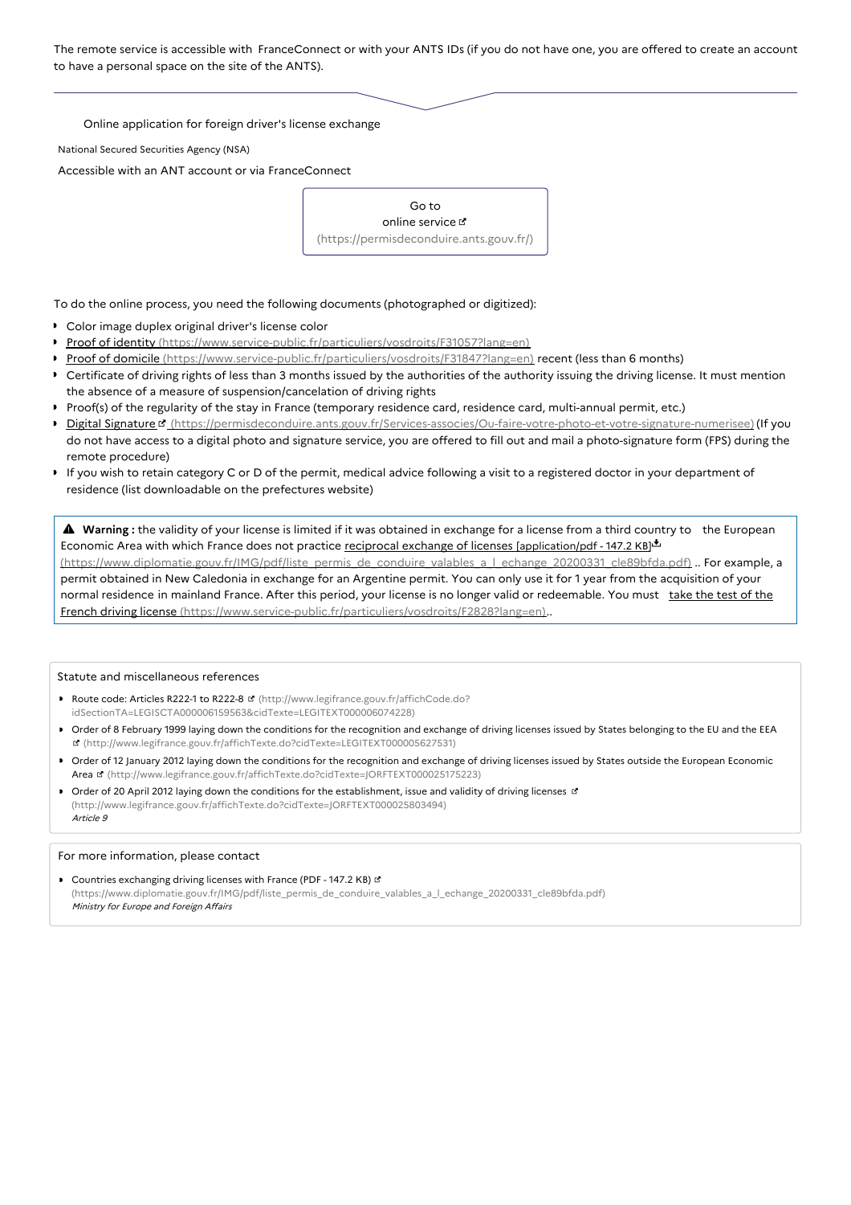The remote service is accessible with FranceConnect or with your ANTS IDs (if you do not have one, you are offered to create an account to have a personal space on the site of the ANTS).

Online application for foreign driver's license exchange

National Secured Securities Agency (NSA)

Accessible with an ANT account or via FranceConnect

Go to online service (https://permisdeconduire.ants.gouv.fr/)

To do the online process, you need the following documents (photographed or digitized):

- Color image duplex original driver's license color
- Proof of identity (https://www.service-public.fr/particuliers/vosdroits/F31057?lang=en)
- Proof of domicile (https://www.service-public.fr/particuliers/vosdroits/F31847?lang=en) recent (less than 6 months)
- Certificate of driving rights of less than 3 months issued by the authorities of the authority issuing the driving license. It must mention the absence of a measure of suspension/cancelation of driving rights
- Proof(s) of the regularity of the stay in France (temporary residence card, residence card, multi-annual permit, etc.)
- Digital Signature (https://permisdeconduire.ants.gouv.fr/Services-associes/Ou-faire-votre-photo-et-votre-signature-numerisee) (If you do not have access to a digital photo and signature service, you are offered to fill out and mail a photo-signature form (FPS) during the remote procedure)
- If you wish to retain category C or D of the permit, medical advice following a visit to a registered doctor in your department of residence (list downloadable on the prefectures website)

**Warning :** the validity of your license is limited if it was obtained in exchange for a license from a third country to the European Economic Area with which France does not practice reciprocal exchange of licenses [application/pdf - 147.2 KB] (https://www.diplomatie.gouv.fr/IMG/pdf/liste_permis_de_conduire_valables_a_l_echange_20200331_cle89bfda.pdf) .. For example, a permit obtained in New Caledonia in exchange for an Argentine permit. You can only use it for 1 year from the acquisition of your normal residence in mainland France. After this period, your license is no longer valid or redeemable. You must take the test of the French driving license (https://www.service-public.fr/particuliers/vosdroits/F2828?lang=en)..

## Statute and miscellaneous references

- Route code: Articles R222-1 to R222-8 (http://www.legifrance.gouv.fr/affichCode.do?idSectionTA=LEGISCTA000006159563&cidTexte=LEGITEXT000006074228)
- Order of 8 February 1999 laying down the conditions for the recognition and exchange of driving licenses issued by States belonging to the EU and the EEA (http://www.legifrance.gouv.fr/affichTexte.do?cidTexte=LEGITEXT000005627531)
- Order of 12 January 2012 laying down the conditions for the recognition and exchange of driving licenses issued by States outside the European Economic Area (http://www.legifrance.gouv.fr/affichTexte.do?cidTexte=JORFTEXT000025175223)
- Order of 20 April 2012 laying down the conditions for the establishment, issue and validity of driving licenses (http://www.legifrance.gouv.fr/affichTexte.do?cidTexte=JORFTEXT000025803494)
  *Article 9*

## For more information, please contact

- Countries exchanging driving licenses with France (PDF - 147.2 KB) (https://www.diplomatie.gouv.fr/IMG/pdf/liste_permis_de_conduire_valables_a_l_echange_20200331_cle89bfda.pdf)
  *Ministry for Europe and Foreign Affairs*